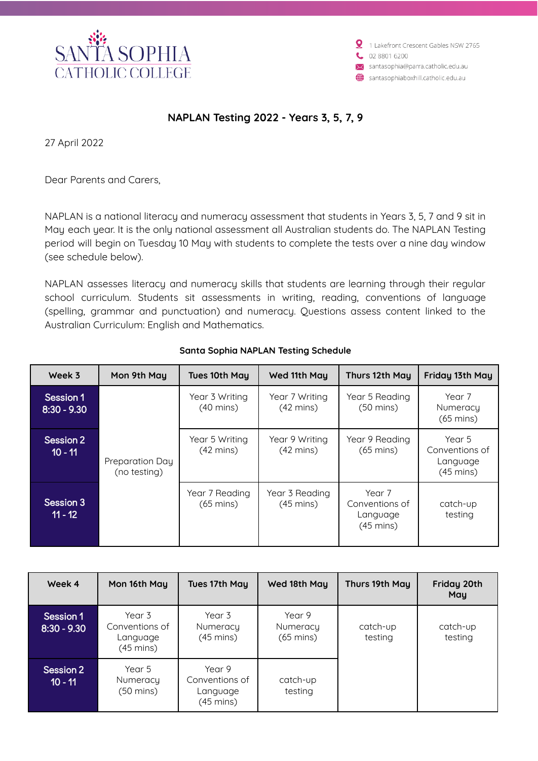SANTA SOPHIA
CATHOLIC COLLEGE

1 Lakefront Crescent Gables NSW 2765
02 8801 6200
santasophia@parra.catholic.edu.au
santasophiaboxhill.catholic.edu.au

## NAPLAN Testing 2022 - Years 3, 5, 7, 9

27 April 2022

Dear Parents and Carers,

NAPLAN is a national literacy and numeracy assessment that students in Years 3, 5, 7 and 9 sit in May each year. It is the only national assessment all Australian students do. The NAPLAN Testing period will begin on Tuesday 10 May with students to complete the tests over a nine day window (see schedule below).

NAPLAN assesses literacy and numeracy skills that students are learning through their regular school curriculum. Students sit assessments in writing, reading, conventions of language (spelling, grammar and punctuation) and numeracy. Questions assess content linked to the Australian Curriculum: English and Mathematics.

**Santa Sophia NAPLAN Testing Schedule**

| Week 3 | Mon 9th May | Tues 10th May | Wed 11th May | Thurs 12th May | Friday 13th May |
|---|---|---|---|---|---|
| **Session 1 8:30 - 9.30** | Preparation Day (no testing) | Year 3 Writing (40 mins) | Year 7 Writing (42 mins) | Year 5 Reading (50 mins) | Year 7 Numeracy (65 mins) |
| **Session 2 10 - 11** | | Year 5 Writing (42 mins) | Year 9 Writing (42 mins) | Year 9 Reading (65 mins) | Year 5 Conventions of Language (45 mins) |
| **Session 3 11 - 12** | | Year 7 Reading (65 mins) | Year 3 Reading (45 mins) | Year 7 Conventions of Language (45 mins) | catch-up testing |

| Week 4 | Mon 16th May | Tues 17th May | Wed 18th May | Thurs 19th May | Friday 20th May |
|---|---|---|---|---|---|
| **Session 1 8:30 - 9.30** | Year 3 Conventions of Language (45 mins) | Year 3 Numeracy (45 mins) | Year 9 Numeracy (65 mins) | catch-up testing | catch-up testing |
| **Session 2 10 - 11** | Year 5 Numeracy (50 mins) | Year 9 Conventions of Language (45 mins) | catch-up testing | | |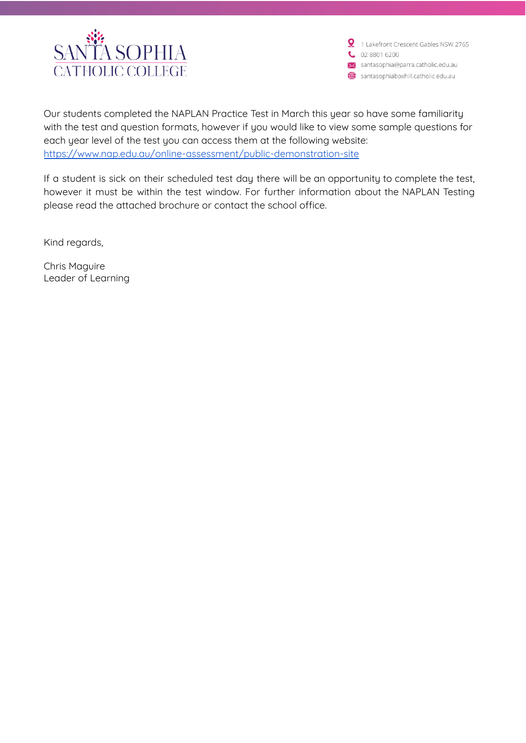SANTA SOPHIA
CATHOLIC COLLEGE

1 Lakefront Crescent Gables NSW 2765
02 8801 6200
santasophia@parra.catholic.edu.au
santasophiaboxhill.catholic.edu.au

Our students completed the NAPLAN Practice Test in March this year so have some familiarity with the test and question formats, however if you would like to view some sample questions for each year level of the test you can access them at the following website: [https://www.nap.edu.au/online-assessment/public-demonstration-site](https://www.nap.edu.au/online-assessment/public-demonstration-site)

If a student is sick on their scheduled test day there will be an opportunity to complete the test, however it must be within the test window. For further information about the NAPLAN Testing please read the attached brochure or contact the school office.

Kind regards,

Chris Maguire
Leader of Learning